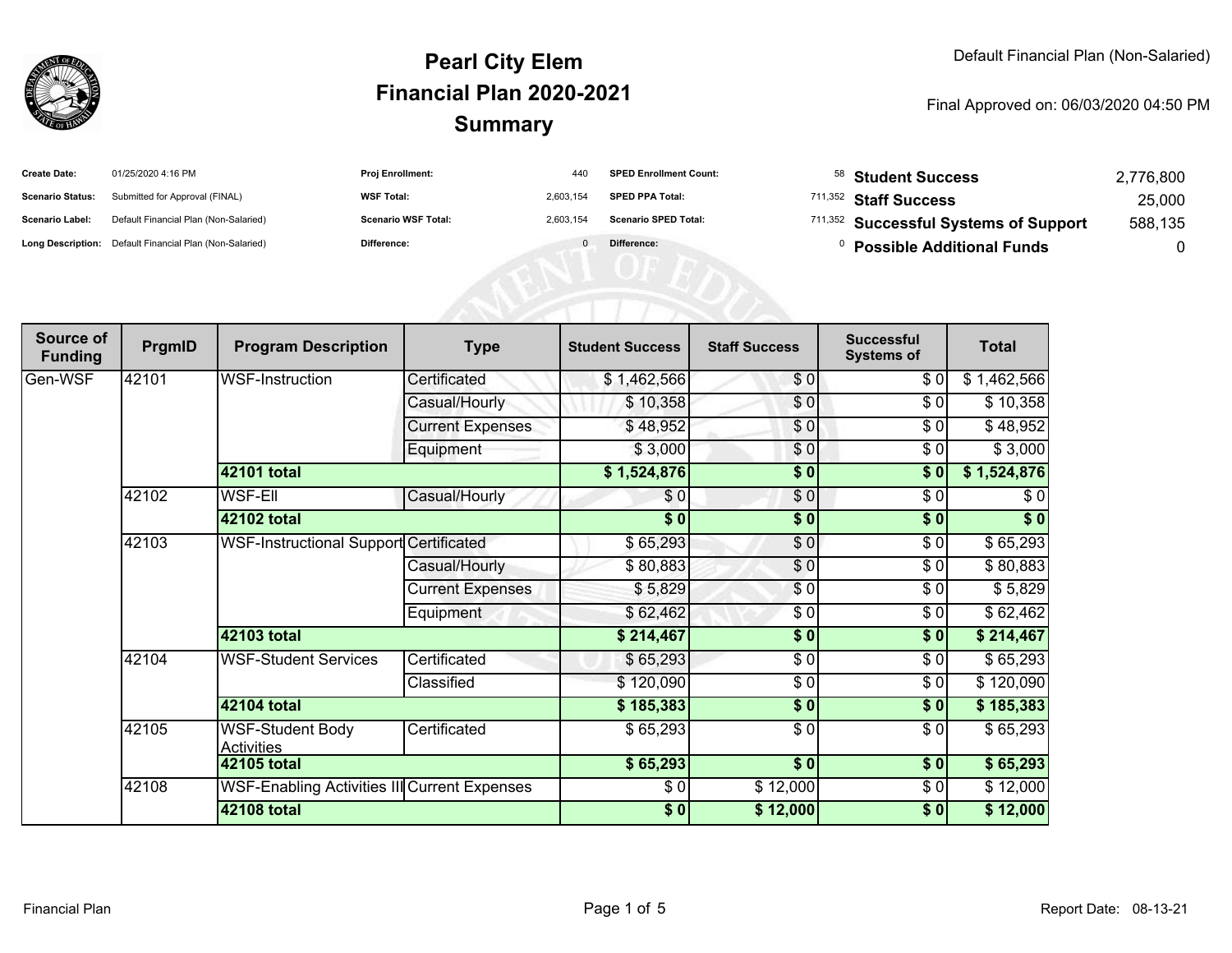# Pearl City Elem
## Financial Plan 2020-2021
## Summary

Default Financial Plan (Non-Salaried)

Final Approved on: 06/03/2020 04:50 PM

| | | | | | | | |
|---|---|---|---|---|---|---|---|
| **Create Date:** | 01/25/2020 4:16 PM | **Proj Enrollment:** | 440 | **SPED Enrollment Count:** | 58 | **Student Success** | 2,776,800 |
| **Scenario Status:** | Submitted for Approval (FINAL) | **WSF Total:** | 2,603,154 | **SPED PPA Total:** | 711,352 | **Staff Success** | 25,000 |
| **Scenario Label:** | Default Financial Plan (Non-Salaried) | **Scenario WSF Total:** | 2,603,154 | **Scenario SPED Total:** | 711,352 | **Successful Systems of Support** | 588,135 |
| **Long Description:** | Default Financial Plan (Non-Salaried) | **Difference:** | 0 | **Difference:** | 0 | **Possible Additional Funds** | 0 |

| Source of Funding | PrgmID | Program Description | Type | Student Success | Staff Success | Successful Systems of | Total |
|---|---|---|---|---|---|---|---|
| Gen-WSF | 42101 | WSF-Instruction | Certificated | $ 1,462,566 | $ 0 | $ 0 | $ 1,462,566 |
| | | | Casual/Hourly | $ 10,358 | $ 0 | $ 0 | $ 10,358 |
| | | | Current Expenses | $ 48,952 | $ 0 | $ 0 | $ 48,952 |
| | | | Equipment | $ 3,000 | $ 0 | $ 0 | $ 3,000 |
| | | **42101 total** | | **$ 1,524,876** | **$ 0** | **$ 0** | **$ 1,524,876** |
| | 42102 | WSF-Ell | Casual/Hourly | $ 0 | $ 0 | $ 0 | $ 0 |
| | | **42102 total** | | **$ 0** | **$ 0** | **$ 0** | **$ 0** |
| | 42103 | WSF-Instructional Support | Certificated | $ 65,293 | $ 0 | $ 0 | $ 65,293 |
| | | | Casual/Hourly | $ 80,883 | $ 0 | $ 0 | $ 80,883 |
| | | | Current Expenses | $ 5,829 | $ 0 | $ 0 | $ 5,829 |
| | | | Equipment | $ 62,462 | $ 0 | $ 0 | $ 62,462 |
| | | **42103 total** | | **$ 214,467** | **$ 0** | **$ 0** | **$ 214,467** |
| | 42104 | WSF-Student Services | Certificated | $ 65,293 | $ 0 | $ 0 | $ 65,293 |
| | | | Classified | $ 120,090 | $ 0 | $ 0 | $ 120,090 |
| | | **42104 total** | | **$ 185,383** | **$ 0** | **$ 0** | **$ 185,383** |
| | 42105 | WSF-Student Body Activities | Certificated | $ 65,293 | $ 0 | $ 0 | $ 65,293 |
| | | **42105 total** | | **$ 65,293** | **$ 0** | **$ 0** | **$ 65,293** |
| | 42108 | WSF-Enabling Activities III | Current Expenses | $ 0 | $ 12,000 | $ 0 | $ 12,000 |
| | | **42108 total** | | **$ 0** | **$ 12,000** | **$ 0** | **$ 12,000** |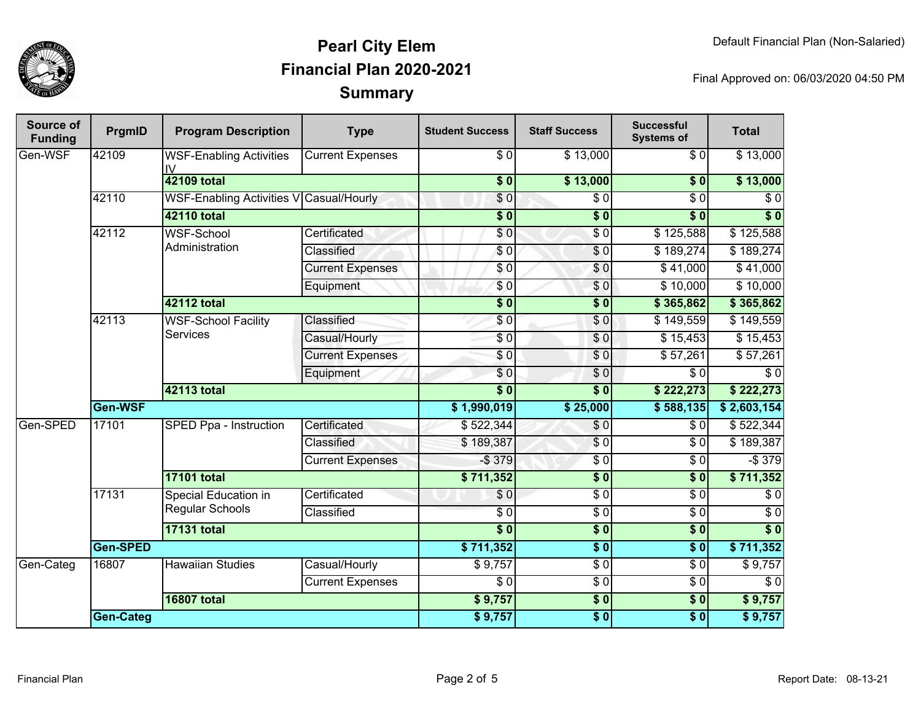# Pearl City Elem
## Financial Plan 2020-2021
## Summary

Default Financial Plan (Non-Salaried)

Final Approved on: 06/03/2020 04:50 PM

| Source of Funding | PrgmID | Program Description | Type | Student Success | Staff Success | Successful Systems of | Total |
|---|---|---|---|---|---|---|---|
| Gen-WSF | 42109 | WSF-Enabling Activities IV | Current Expenses | $ 0 | $ 13,000 | $ 0 | $ 13,000 |
| | | **42109 total** | | **$ 0** | **$ 13,000** | **$ 0** | **$ 13,000** |
| | 42110 | WSF-Enabling Activities V | Casual/Hourly | $ 0 | $ 0 | $ 0 | $ 0 |
| | | **42110 total** | | **$ 0** | **$ 0** | **$ 0** | **$ 0** |
| | 42112 | WSF-School Administration | Certificated | $ 0 | $ 0 | $ 125,588 | $ 125,588 |
| | | | Classified | $ 0 | $ 0 | $ 189,274 | $ 189,274 |
| | | | Current Expenses | $ 0 | $ 0 | $ 41,000 | $ 41,000 |
| | | | Equipment | $ 0 | $ 0 | $ 10,000 | $ 10,000 |
| | | **42112 total** | | **$ 0** | **$ 0** | **$ 365,862** | **$ 365,862** |
| | 42113 | WSF-School Facility Services | Classified | $ 0 | $ 0 | $ 149,559 | $ 149,559 |
| | | | Casual/Hourly | $ 0 | $ 0 | $ 15,453 | $ 15,453 |
| | | | Current Expenses | $ 0 | $ 0 | $ 57,261 | $ 57,261 |
| | | | Equipment | $ 0 | $ 0 | $ 0 | $ 0 |
| | | **42113 total** | | **$ 0** | **$ 0** | **$ 222,273** | **$ 222,273** |
| | **Gen-WSF** | | | **$ 1,990,019** | **$ 25,000** | **$ 588,135** | **$ 2,603,154** |
| Gen-SPED | 17101 | SPED Ppa - Instruction | Certificated | $ 522,344 | $ 0 | $ 0 | $ 522,344 |
| | | | Classified | $ 189,387 | $ 0 | $ 0 | $ 189,387 |
| | | | Current Expenses | -$ 379 | $ 0 | $ 0 | -$ 379 |
| | | **17101 total** | | **$ 711,352** | **$ 0** | **$ 0** | **$ 711,352** |
| | 17131 | Special Education in Regular Schools | Certificated | $ 0 | $ 0 | $ 0 | $ 0 |
| | | | Classified | $ 0 | $ 0 | $ 0 | $ 0 |
| | | **17131 total** | | **$ 0** | **$ 0** | **$ 0** | **$ 0** |
| | **Gen-SPED** | | | **$ 711,352** | **$ 0** | **$ 0** | **$ 711,352** |
| Gen-Categ | 16807 | Hawaiian Studies | Casual/Hourly | $ 9,757 | $ 0 | $ 0 | $ 9,757 |
| | | | Current Expenses | $ 0 | $ 0 | $ 0 | $ 0 |
| | | **16807 total** | | **$ 9,757** | **$ 0** | **$ 0** | **$ 9,757** |
| | **Gen-Categ** | | | **$ 9,757** | **$ 0** | **$ 0** | **$ 9,757** |

Financial Plan

Report Date: 08-13-21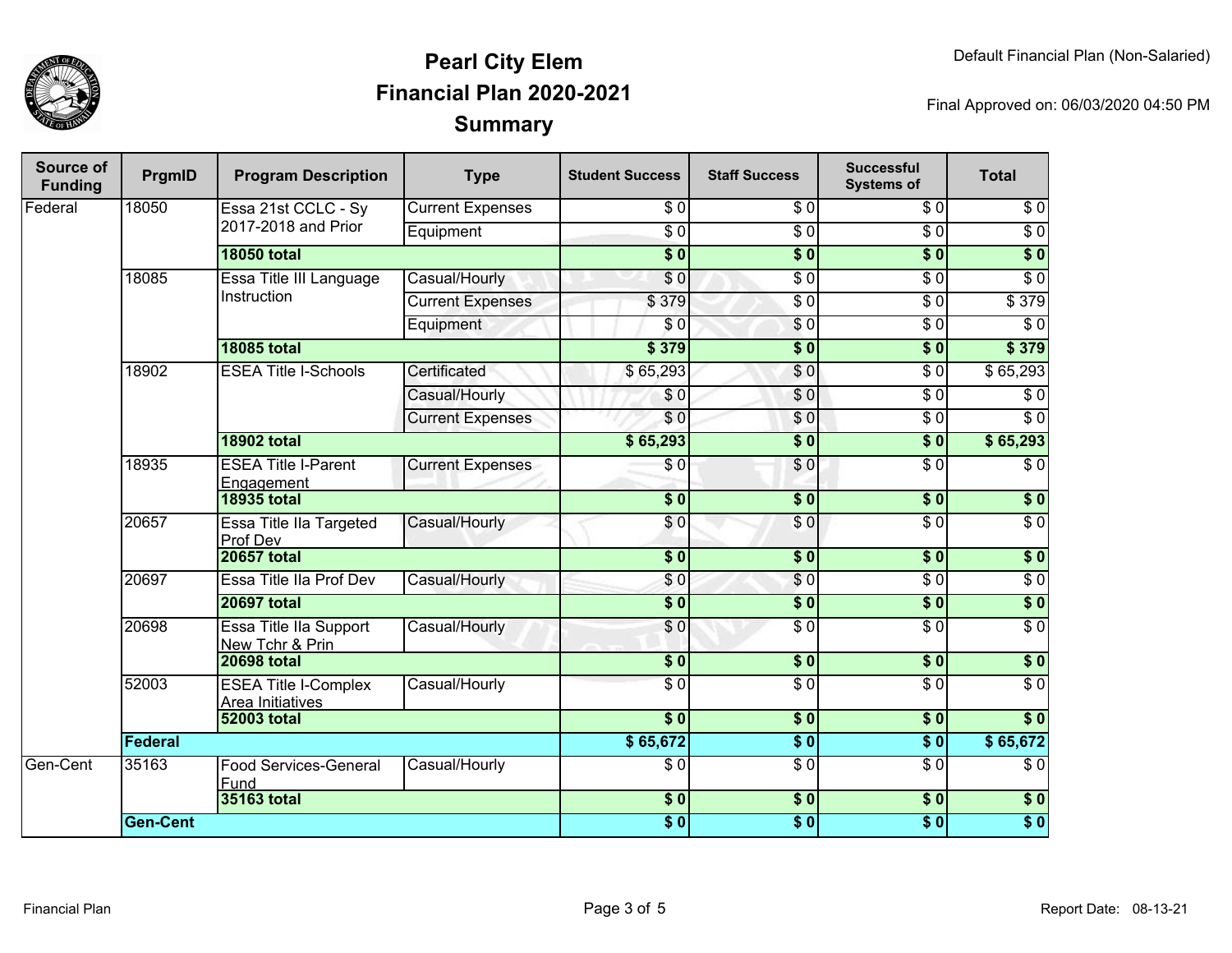# Pearl City Elem
## Financial Plan 2020-2021
### Summary

Default Financial Plan (Non-Salaried)

Final Approved on: 06/03/2020 04:50 PM

| Source of Funding | PrgmID | Program Description | Type | Student Success | Staff Success | Successful Systems of | Total |
|---|---|---|---|---|---|---|---|
| Federal | 18050 | Essa 21st CCLC - Sy 2017-2018 and Prior | Current Expenses | $ 0 | $ 0 | $ 0 | $ 0 |
| | | | Equipment | $ 0 | $ 0 | $ 0 | $ 0 |
| | | **18050 total** | | **$ 0** | **$ 0** | **$ 0** | **$ 0** |
| | 18085 | Essa Title III Language Instruction | Casual/Hourly | $ 0 | $ 0 | $ 0 | $ 0 |
| | | | Current Expenses | $ 379 | $ 0 | $ 0 | $ 379 |
| | | | Equipment | $ 0 | $ 0 | $ 0 | $ 0 |
| | | **18085 total** | | **$ 379** | **$ 0** | **$ 0** | **$ 379** |
| | 18902 | ESEA Title I-Schools | Certificated | $ 65,293 | $ 0 | $ 0 | $ 65,293 |
| | | | Casual/Hourly | $ 0 | $ 0 | $ 0 | $ 0 |
| | | | Current Expenses | $ 0 | $ 0 | $ 0 | $ 0 |
| | | **18902 total** | | **$ 65,293** | **$ 0** | **$ 0** | **$ 65,293** |
| | 18935 | ESEA Title I-Parent Engagement | Current Expenses | $ 0 | $ 0 | $ 0 | $ 0 |
| | | **18935 total** | | **$ 0** | **$ 0** | **$ 0** | **$ 0** |
| | 20657 | Essa Title IIa Targeted Prof Dev | Casual/Hourly | $ 0 | $ 0 | $ 0 | $ 0 |
| | | **20657 total** | | **$ 0** | **$ 0** | **$ 0** | **$ 0** |
| | 20697 | Essa Title IIa Prof Dev | Casual/Hourly | $ 0 | $ 0 | $ 0 | $ 0 |
| | | **20697 total** | | **$ 0** | **$ 0** | **$ 0** | **$ 0** |
| | 20698 | Essa Title IIa Support New Tchr & Prin | Casual/Hourly | $ 0 | $ 0 | $ 0 | $ 0 |
| | | **20698 total** | | **$ 0** | **$ 0** | **$ 0** | **$ 0** |
| | 52003 | ESEA Title I-Complex Area Initiatives | Casual/Hourly | $ 0 | $ 0 | $ 0 | $ 0 |
| | | **52003 total** | | **$ 0** | **$ 0** | **$ 0** | **$ 0** |
| | **Federal** | | | **$ 65,672** | **$ 0** | **$ 0** | **$ 65,672** |
| Gen-Cent | 35163 | Food Services-General Fund | Casual/Hourly | $ 0 | $ 0 | $ 0 | $ 0 |
| | | **35163 total** | | **$ 0** | **$ 0** | **$ 0** | **$ 0** |
| | **Gen-Cent** | | | **$ 0** | **$ 0** | **$ 0** | **$ 0** |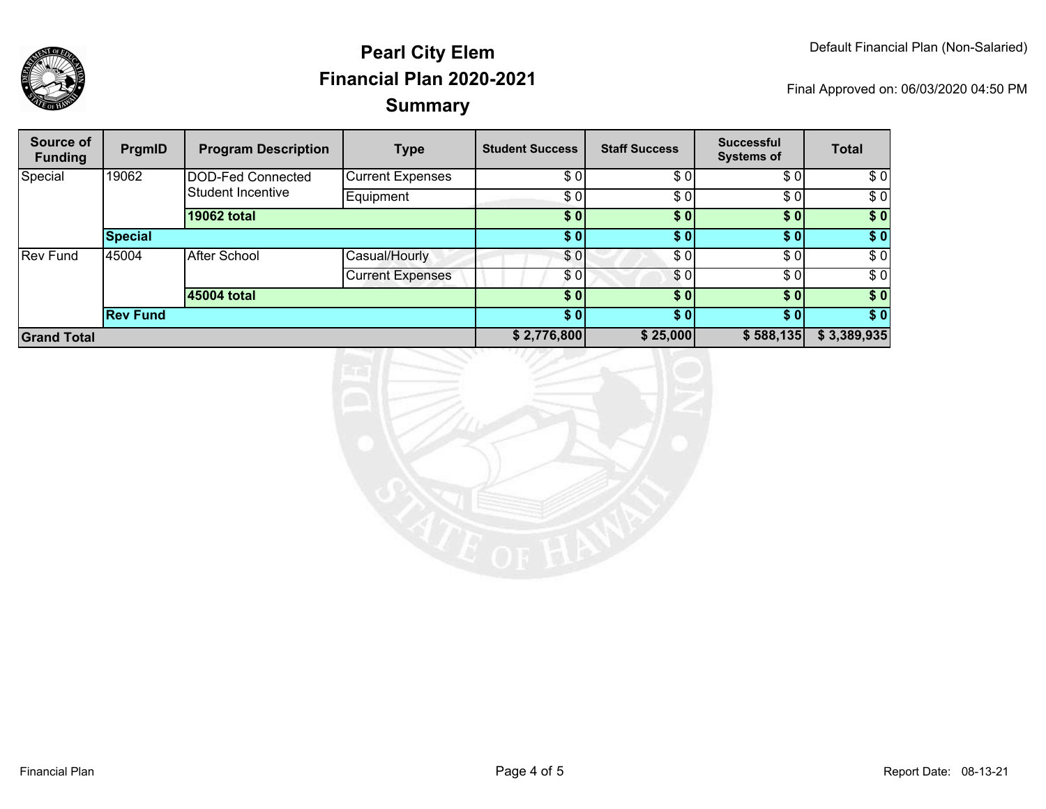# Pearl City Elem
## Financial Plan 2020-2021
## Summary

Default Financial Plan (Non-Salaried)

Final Approved on: 06/03/2020 04:50 PM

| Source of Funding | PrgmID | Program Description | Type | Student Success | Staff Success | Successful Systems of | Total |
|---|---|---|---|---|---|---|---|
| Special | 19062 | DOD-Fed Connected Student Incentive | Current Expenses | $ 0 | $ 0 | $ 0 | $ 0 |
| | | | Equipment | $ 0 | $ 0 | $ 0 | $ 0 |
| | | **19062 total** | | **$ 0** | **$ 0** | **$ 0** | **$ 0** |
| | **Special** | | | **$ 0** | **$ 0** | **$ 0** | **$ 0** |
| Rev Fund | 45004 | After School | Casual/Hourly | $ 0 | $ 0 | $ 0 | $ 0 |
| | | | Current Expenses | $ 0 | $ 0 | $ 0 | $ 0 |
| | | **45004 total** | | **$ 0** | **$ 0** | **$ 0** | **$ 0** |
| | **Rev Fund** | | | **$ 0** | **$ 0** | **$ 0** | **$ 0** |
| **Grand Total** | | | | **$ 2,776,800** | **$ 25,000** | **$ 588,135** | **$ 3,389,935** |

Financial Plan

Report Date: 08-13-21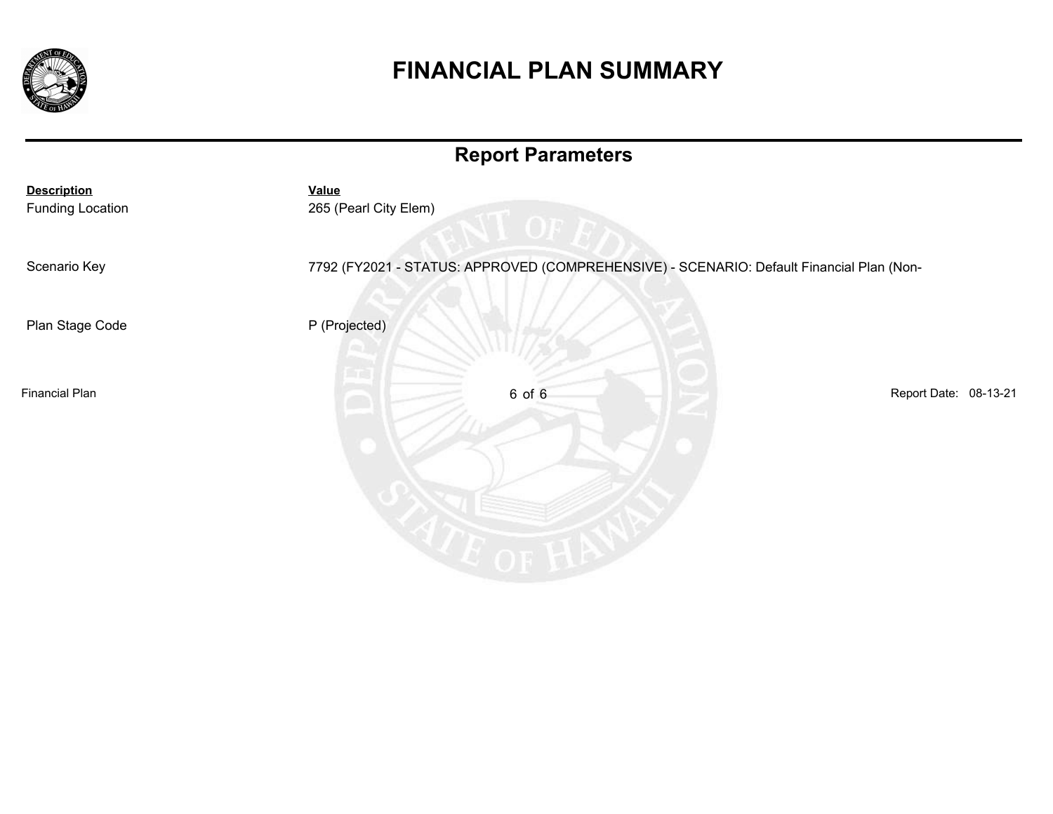# FINANCIAL PLAN SUMMARY

## Report Parameters

| Description | Value |
|---|---|
| Funding Location | 265 (Pearl City Elem) |
| Scenario Key | 7792 (FY2021 - STATUS: APPROVED (COMPREHENSIVE) - SCENARIO: Default Financial Plan (Non- |
| Plan Stage Code | P (Projected) |

Financial Plan

Report Date: 08-13-21